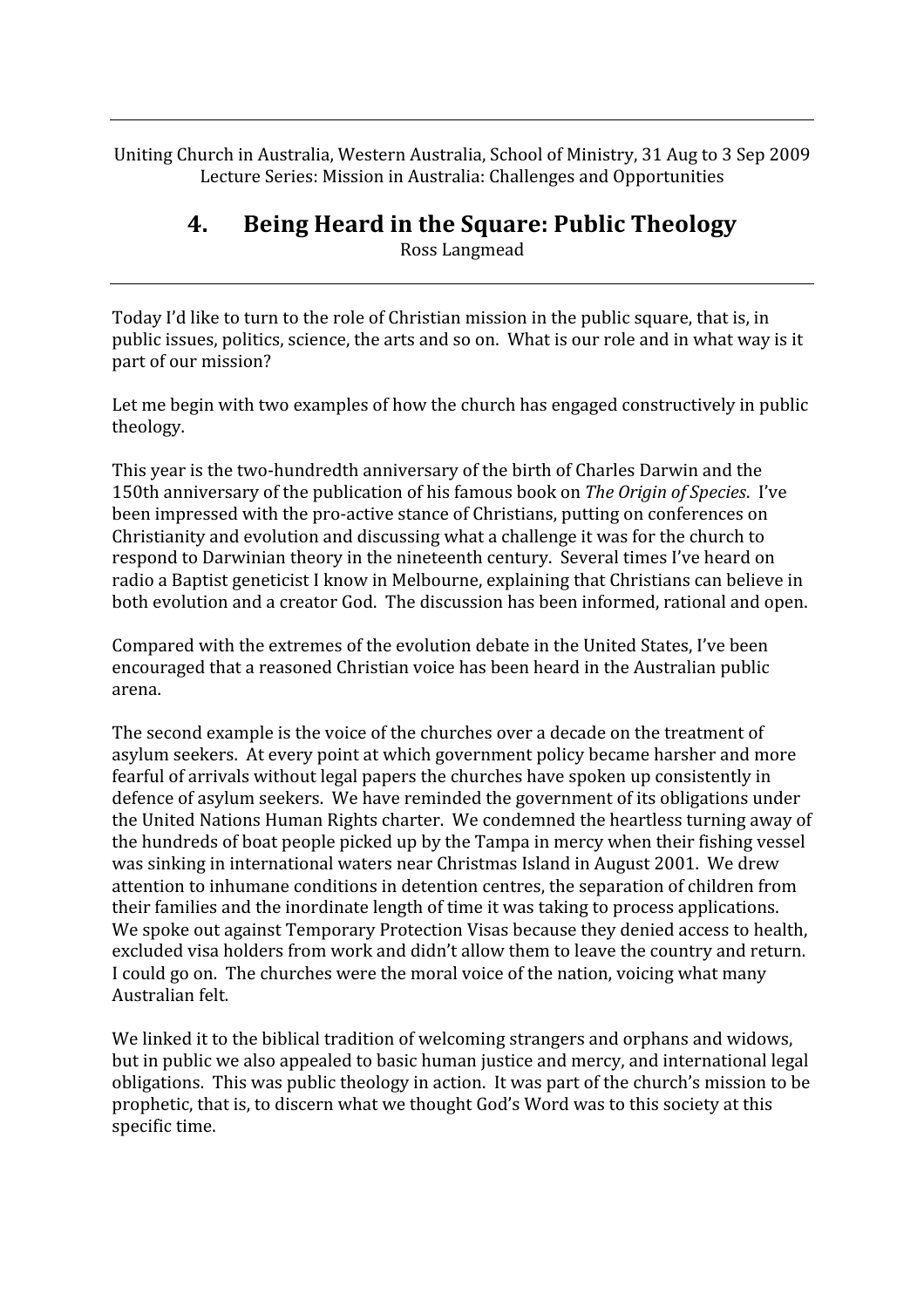Uniting Church in Australia, Western Australia, School of Ministry, 31 Aug to 3 Sep 2009
Lecture Series: Mission in Australia: Challenges and Opportunities

# 4. Being Heard in the Square: Public Theology

Ross Langmead

---

Today I'd like to turn to the role of Christian mission in the public square, that is, in public issues, politics, science, the arts and so on. What is our role and in what way is it part of our mission?

Let me begin with two examples of how the church has engaged constructively in public theology.

This year is the two-hundredth anniversary of the birth of Charles Darwin and the 150th anniversary of the publication of his famous book on *The Origin of Species*. I've been impressed with the pro-active stance of Christians, putting on conferences on Christianity and evolution and discussing what a challenge it was for the church to respond to Darwinian theory in the nineteenth century. Several times I've heard on radio a Baptist geneticist I know in Melbourne, explaining that Christians can believe in both evolution and a creator God. The discussion has been informed, rational and open.

Compared with the extremes of the evolution debate in the United States, I've been encouraged that a reasoned Christian voice has been heard in the Australian public arena.

The second example is the voice of the churches over a decade on the treatment of asylum seekers. At every point at which government policy became harsher and more fearful of arrivals without legal papers the churches have spoken up consistently in defence of asylum seekers. We have reminded the government of its obligations under the United Nations Human Rights charter. We condemned the heartless turning away of the hundreds of boat people picked up by the Tampa in mercy when their fishing vessel was sinking in international waters near Christmas Island in August 2001. We drew attention to inhumane conditions in detention centres, the separation of children from their families and the inordinate length of time it was taking to process applications. We spoke out against Temporary Protection Visas because they denied access to health, excluded visa holders from work and didn't allow them to leave the country and return. I could go on. The churches were the moral voice of the nation, voicing what many Australian felt.

We linked it to the biblical tradition of welcoming strangers and orphans and widows, but in public we also appealed to basic human justice and mercy, and international legal obligations. This was public theology in action. It was part of the church's mission to be prophetic, that is, to discern what we thought God's Word was to this society at this specific time.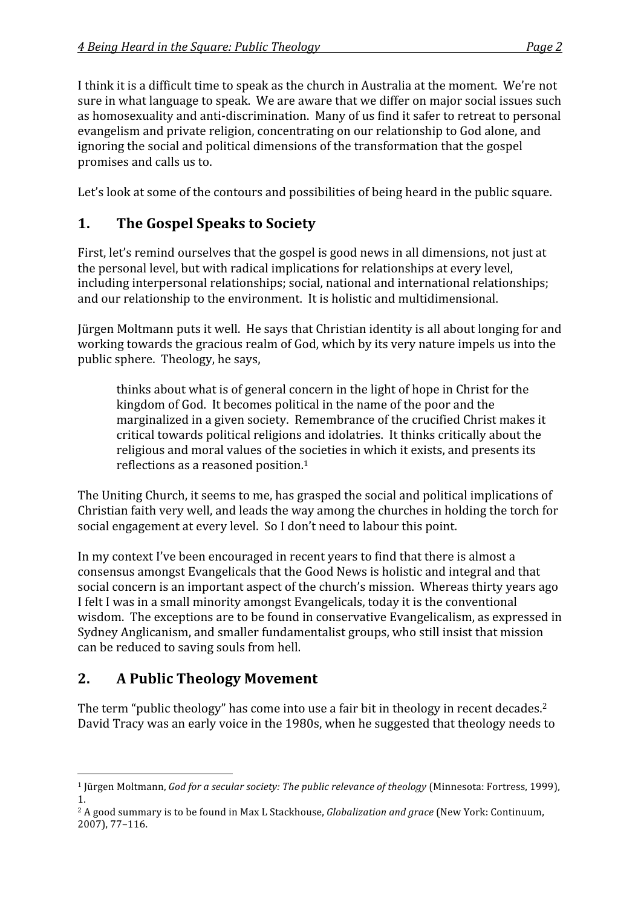I think it is a difficult time to speak as the church in Australia at the moment. We're not sure in what language to speak. We are aware that we differ on major social issues such as homosexuality and anti-discrimination. Many of us find it safer to retreat to personal evangelism and private religion, concentrating on our relationship to God alone, and ignoring the social and political dimensions of the transformation that the gospel promises and calls us to.

Let's look at some of the contours and possibilities of being heard in the public square.

## 1. The Gospel Speaks to Society

First, let's remind ourselves that the gospel is good news in all dimensions, not just at the personal level, but with radical implications for relationships at every level, including interpersonal relationships; social, national and international relationships; and our relationship to the environment. It is holistic and multidimensional.

Jürgen Moltmann puts it well. He says that Christian identity is all about longing for and working towards the gracious realm of God, which by its very nature impels us into the public sphere. Theology, he says,

> thinks about what is of general concern in the light of hope in Christ for the kingdom of God. It becomes political in the name of the poor and the marginalized in a given society. Remembrance of the crucified Christ makes it critical towards political religions and idolatries. It thinks critically about the religious and moral values of the societies in which it exists, and presents its reflections as a reasoned position.[1]

The Uniting Church, it seems to me, has grasped the social and political implications of Christian faith very well, and leads the way among the churches in holding the torch for social engagement at every level. So I don't need to labour this point.

In my context I've been encouraged in recent years to find that there is almost a consensus amongst Evangelicals that the Good News is holistic and integral and that social concern is an important aspect of the church's mission. Whereas thirty years ago I felt I was in a small minority amongst Evangelicals, today it is the conventional wisdom. The exceptions are to be found in conservative Evangelicalism, as expressed in Sydney Anglicanism, and smaller fundamentalist groups, who still insist that mission can be reduced to saving souls from hell.

## 2. A Public Theology Movement

The term "public theology" has come into use a fair bit in theology in recent decades.[2] David Tracy was an early voice in the 1980s, when he suggested that theology needs to

---

[1] Jürgen Moltmann, *God for a secular society: The public relevance of theology* (Minnesota: Fortress, 1999), 1.

[2] A good summary is to be found in Max L Stackhouse, *Globalization and grace* (New York: Continuum, 2007), 77–116.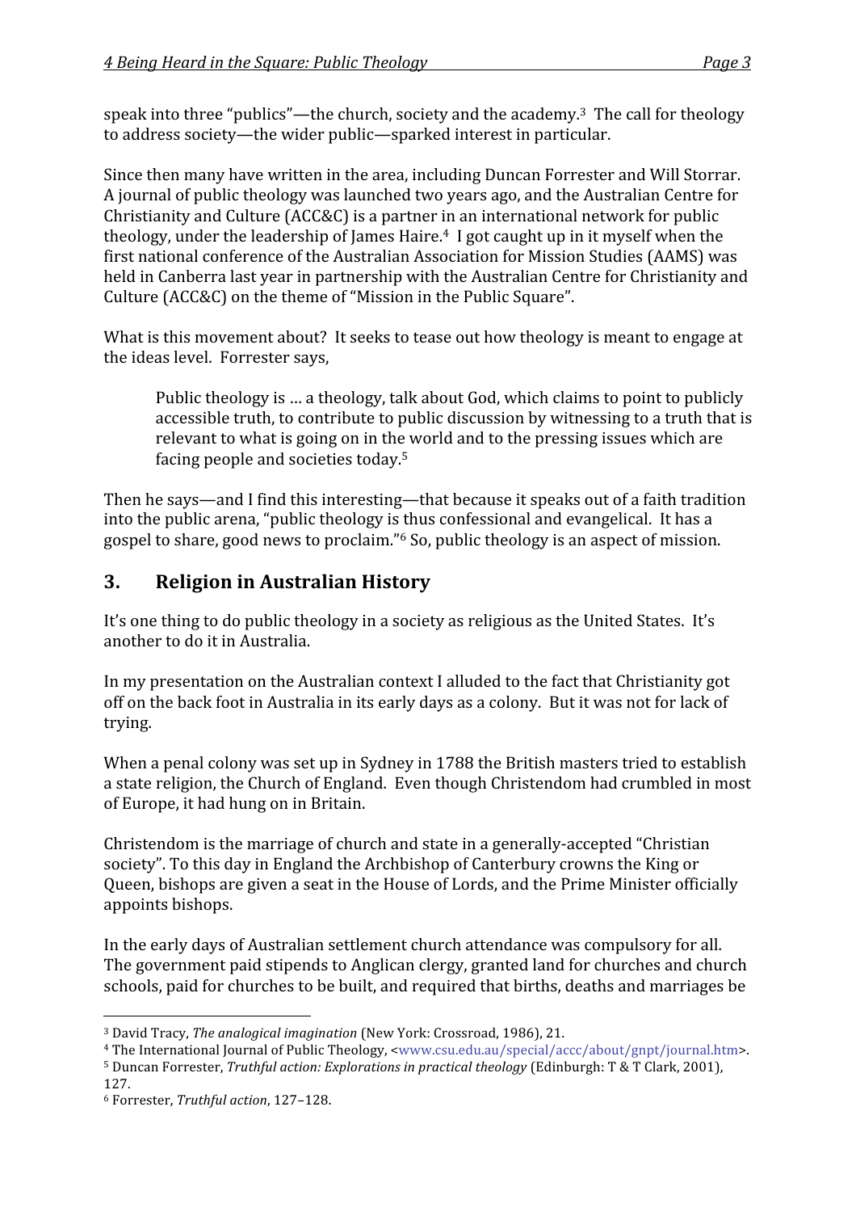speak into three "publics"—the church, society and the academy.[3] The call for theology to address society—the wider public—sparked interest in particular.

Since then many have written in the area, including Duncan Forrester and Will Storrar. A journal of public theology was launched two years ago, and the Australian Centre for Christianity and Culture (ACC&C) is a partner in an international network for public theology, under the leadership of James Haire.[4] I got caught up in it myself when the first national conference of the Australian Association for Mission Studies (AAMS) was held in Canberra last year in partnership with the Australian Centre for Christianity and Culture (ACC&C) on the theme of "Mission in the Public Square".

What is this movement about? It seeks to tease out how theology is meant to engage at the ideas level. Forrester says,

> Public theology is … a theology, talk about God, which claims to point to publicly accessible truth, to contribute to public discussion by witnessing to a truth that is relevant to what is going on in the world and to the pressing issues which are facing people and societies today.[5]

Then he says—and I find this interesting—that because it speaks out of a faith tradition into the public arena, "public theology is thus confessional and evangelical. It has a gospel to share, good news to proclaim."[6] So, public theology is an aspect of mission.

## 3. Religion in Australian History

It's one thing to do public theology in a society as religious as the United States. It's another to do it in Australia.

In my presentation on the Australian context I alluded to the fact that Christianity got off on the back foot in Australia in its early days as a colony. But it was not for lack of trying.

When a penal colony was set up in Sydney in 1788 the British masters tried to establish a state religion, the Church of England. Even though Christendom had crumbled in most of Europe, it had hung on in Britain.

Christendom is the marriage of church and state in a generally-accepted "Christian society". To this day in England the Archbishop of Canterbury crowns the King or Queen, bishops are given a seat in the House of Lords, and the Prime Minister officially appoints bishops.

In the early days of Australian settlement church attendance was compulsory for all. The government paid stipends to Anglican clergy, granted land for churches and church schools, paid for churches to be built, and required that births, deaths and marriages be

---

[3] David Tracy, *The analogical imagination* (New York: Crossroad, 1986), 21.

[4] The International Journal of Public Theology, <www.csu.edu.au/special/accc/about/gnpt/journal.htm>.

[5] Duncan Forrester, *Truthful action: Explorations in practical theology* (Edinburgh: T & T Clark, 2001), 127.

[6] Forrester, *Truthful action*, 127–128.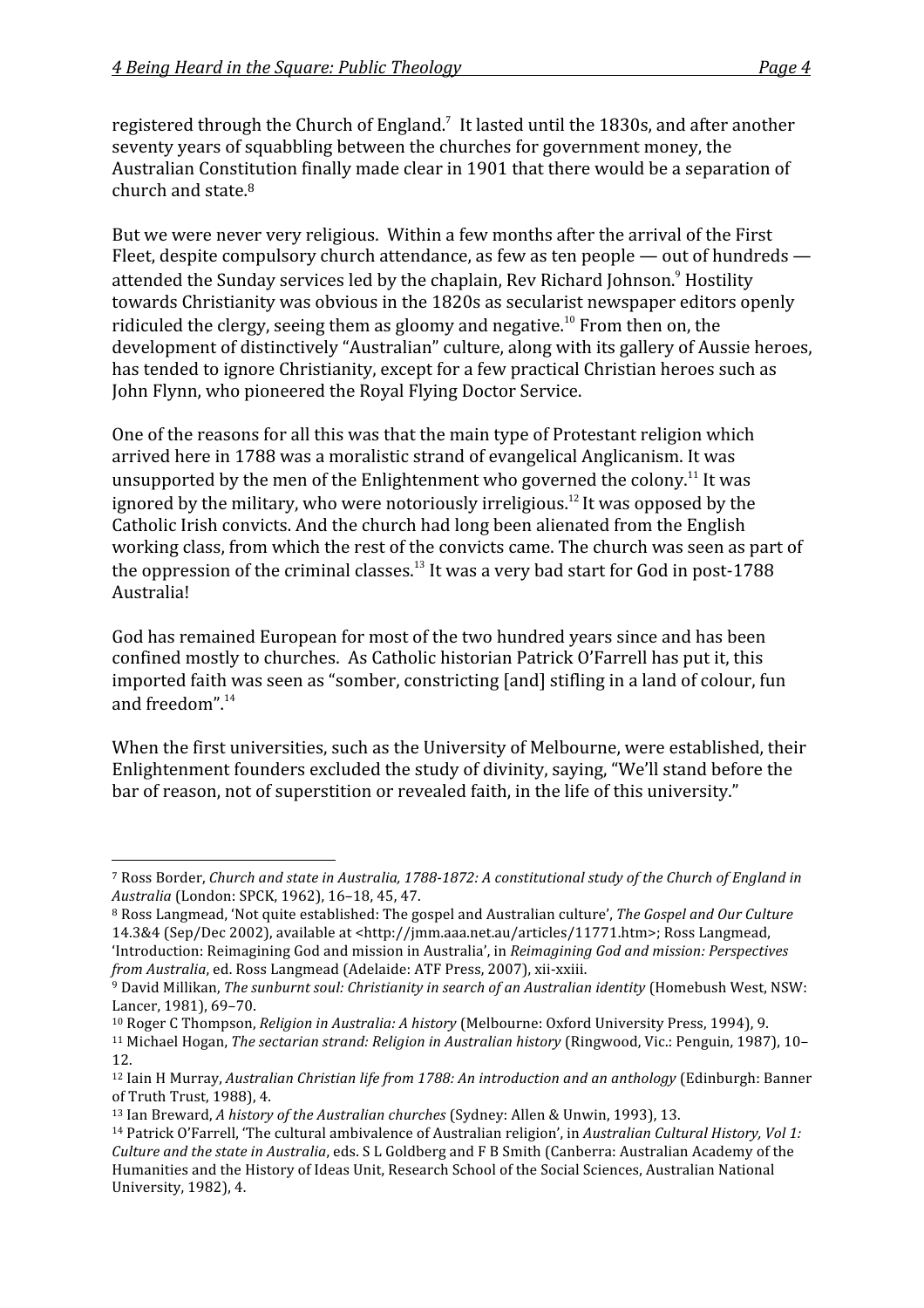registered through the Church of England.[7] It lasted until the 1830s, and after another seventy years of squabbling between the churches for government money, the Australian Constitution finally made clear in 1901 that there would be a separation of church and state.[8]

But we were never very religious. Within a few months after the arrival of the First Fleet, despite compulsory church attendance, as few as ten people — out of hundreds — attended the Sunday services led by the chaplain, Rev Richard Johnson.[9] Hostility towards Christianity was obvious in the 1820s as secularist newspaper editors openly ridiculed the clergy, seeing them as gloomy and negative.[10] From then on, the development of distinctively "Australian" culture, along with its gallery of Aussie heroes, has tended to ignore Christianity, except for a few practical Christian heroes such as John Flynn, who pioneered the Royal Flying Doctor Service.

One of the reasons for all this was that the main type of Protestant religion which arrived here in 1788 was a moralistic strand of evangelical Anglicanism. It was unsupported by the men of the Enlightenment who governed the colony.[11] It was ignored by the military, who were notoriously irreligious.[12] It was opposed by the Catholic Irish convicts. And the church had long been alienated from the English working class, from which the rest of the convicts came. The church was seen as part of the oppression of the criminal classes.[13] It was a very bad start for God in post-1788 Australia!

God has remained European for most of the two hundred years since and has been confined mostly to churches. As Catholic historian Patrick O'Farrell has put it, this imported faith was seen as "somber, constricting [and] stifling in a land of colour, fun and freedom".[14]

When the first universities, such as the University of Melbourne, were established, their Enlightenment founders excluded the study of divinity, saying, "We'll stand before the bar of reason, not of superstition or revealed faith, in the life of this university."

---

[7] Ross Border, *Church and state in Australia, 1788-1872: A constitutional study of the Church of England in Australia* (London: SPCK, 1962), 16–18, 45, 47.

[8] Ross Langmead, 'Not quite established: The gospel and Australian culture', *The Gospel and Our Culture* 14.3&4 (Sep/Dec 2002), available at <http://jmm.aaa.net.au/articles/11771.htm>; Ross Langmead, 'Introduction: Reimagining God and mission in Australia', in *Reimagining God and mission: Perspectives from Australia*, ed. Ross Langmead (Adelaide: ATF Press, 2007), xii-xxiii.

[9] David Millikan, *The sunburnt soul: Christianity in search of an Australian identity* (Homebush West, NSW: Lancer, 1981), 69–70.

[10] Roger C Thompson, *Religion in Australia: A history* (Melbourne: Oxford University Press, 1994), 9.

[11] Michael Hogan, *The sectarian strand: Religion in Australian history* (Ringwood, Vic.: Penguin, 1987), 10–12.

[12] Iain H Murray, *Australian Christian life from 1788: An introduction and an anthology* (Edinburgh: Banner of Truth Trust, 1988), 4.

[13] Ian Breward, *A history of the Australian churches* (Sydney: Allen & Unwin, 1993), 13.

[14] Patrick O'Farrell, 'The cultural ambivalence of Australian religion', in *Australian Cultural History, Vol 1: Culture and the state in Australia*, eds. S L Goldberg and F B Smith (Canberra: Australian Academy of the Humanities and the History of Ideas Unit, Research School of the Social Sciences, Australian National University, 1982), 4.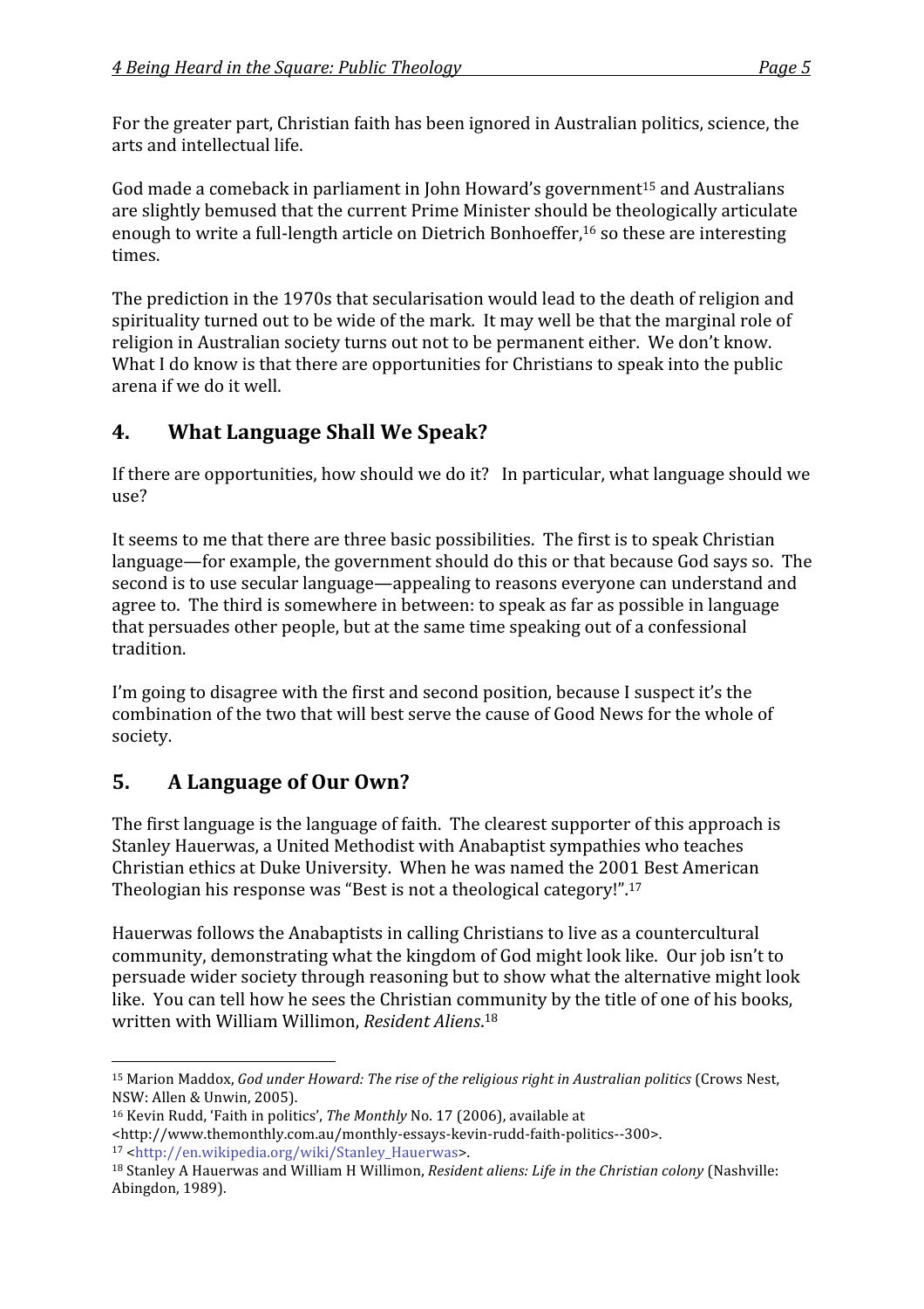For the greater part, Christian faith has been ignored in Australian politics, science, the arts and intellectual life.

God made a comeback in parliament in John Howard's government[15] and Australians are slightly bemused that the current Prime Minister should be theologically articulate enough to write a full-length article on Dietrich Bonhoeffer,[16] so these are interesting times.

The prediction in the 1970s that secularisation would lead to the death of religion and spirituality turned out to be wide of the mark. It may well be that the marginal role of religion in Australian society turns out not to be permanent either. We don't know. What I do know is that there are opportunities for Christians to speak into the public arena if we do it well.

## 4. What Language Shall We Speak?

If there are opportunities, how should we do it? In particular, what language should we use?

It seems to me that there are three basic possibilities. The first is to speak Christian language—for example, the government should do this or that because God says so. The second is to use secular language—appealing to reasons everyone can understand and agree to. The third is somewhere in between: to speak as far as possible in language that persuades other people, but at the same time speaking out of a confessional tradition.

I'm going to disagree with the first and second position, because I suspect it's the combination of the two that will best serve the cause of Good News for the whole of society.

## 5. A Language of Our Own?

The first language is the language of faith. The clearest supporter of this approach is Stanley Hauerwas, a United Methodist with Anabaptist sympathies who teaches Christian ethics at Duke University. When he was named the 2001 Best American Theologian his response was "Best is not a theological category!".[17]

Hauerwas follows the Anabaptists in calling Christians to live as a countercultural community, demonstrating what the kingdom of God might look like. Our job isn't to persuade wider society through reasoning but to show what the alternative might look like. You can tell how he sees the Christian community by the title of one of his books, written with William Willimon, *Resident Aliens*.[18]

---

[15] Marion Maddox, *God under Howard: The rise of the religious right in Australian politics* (Crows Nest, NSW: Allen & Unwin, 2005).

[16] Kevin Rudd, 'Faith in politics', *The Monthly* No. 17 (2006), available at <http://www.themonthly.com.au/monthly-essays-kevin-rudd-faith-politics--300>.

[17] <http://en.wikipedia.org/wiki/Stanley_Hauerwas>.

[18] Stanley A Hauerwas and William H Willimon, *Resident aliens: Life in the Christian colony* (Nashville: Abingdon, 1989).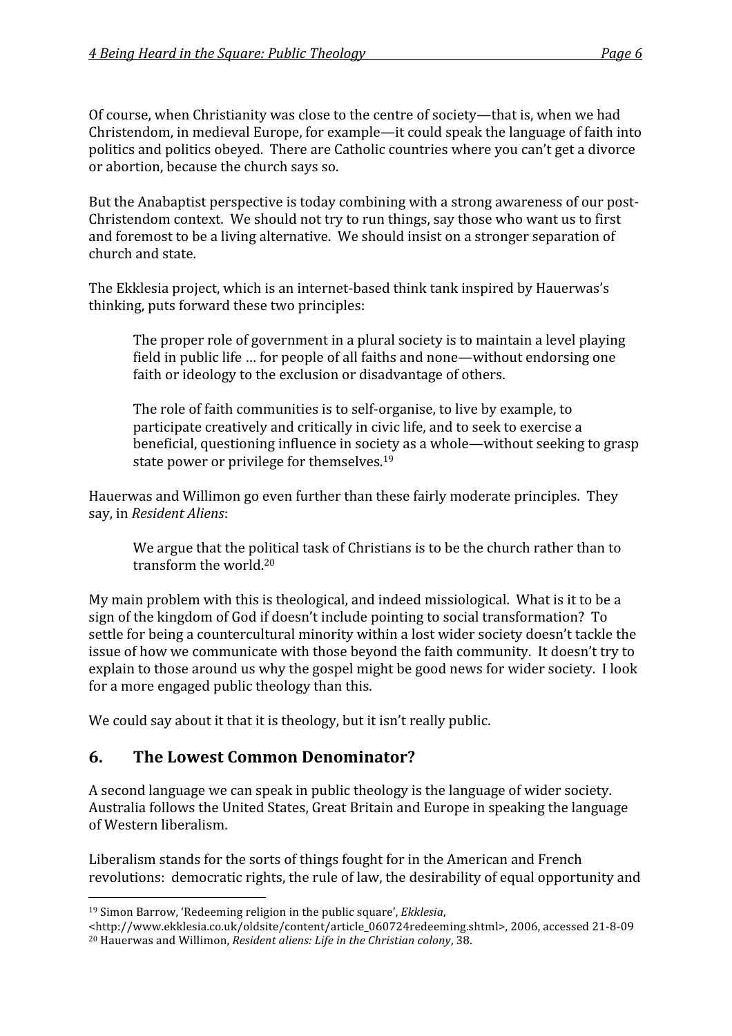Of course, when Christianity was close to the centre of society—that is, when we had Christendom, in medieval Europe, for example—it could speak the language of faith into politics and politics obeyed. There are Catholic countries where you can't get a divorce or abortion, because the church says so.

But the Anabaptist perspective is today combining with a strong awareness of our post-Christendom context. We should not try to run things, say those who want us to first and foremost to be a living alternative. We should insist on a stronger separation of church and state.

The Ekklesia project, which is an internet-based think tank inspired by Hauerwas's thinking, puts forward these two principles:

> The proper role of government in a plural society is to maintain a level playing field in public life … for people of all faiths and none—without endorsing one faith or ideology to the exclusion or disadvantage of others.
>
> The role of faith communities is to self-organise, to live by example, to participate creatively and critically in civic life, and to seek to exercise a beneficial, questioning influence in society as a whole—without seeking to grasp state power or privilege for themselves.[19]

Hauerwas and Willimon go even further than these fairly moderate principles. They say, in *Resident Aliens*:

> We argue that the political task of Christians is to be the church rather than to transform the world.[20]

My main problem with this is theological, and indeed missiological. What is it to be a sign of the kingdom of God if doesn't include pointing to social transformation? To settle for being a countercultural minority within a lost wider society doesn't tackle the issue of how we communicate with those beyond the faith community. It doesn't try to explain to those around us why the gospel might be good news for wider society. I look for a more engaged public theology than this.

We could say about it that it is theology, but it isn't really public.

## 6. The Lowest Common Denominator?

A second language we can speak in public theology is the language of wider society. Australia follows the United States, Great Britain and Europe in speaking the language of Western liberalism.

Liberalism stands for the sorts of things fought for in the American and French revolutions: democratic rights, the rule of law, the desirability of equal opportunity and

---

[19] Simon Barrow, 'Redeeming religion in the public square', *Ekklesia*, <http://www.ekklesia.co.uk/oldsite/content/article_060724redeeming.shtml>, 2006, accessed 21-8-09

[20] Hauerwas and Willimon, *Resident aliens: Life in the Christian colony*, 38.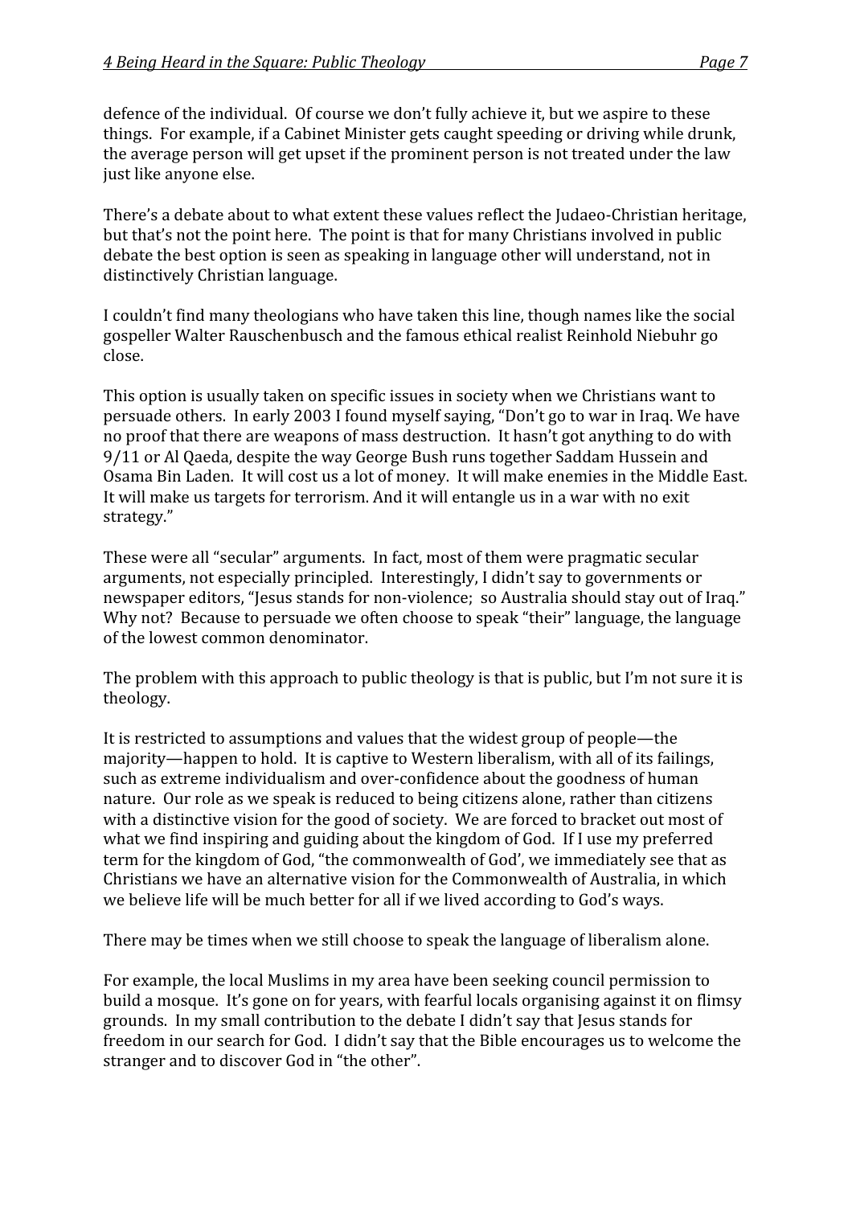defence of the individual. Of course we don't fully achieve it, but we aspire to these things. For example, if a Cabinet Minister gets caught speeding or driving while drunk, the average person will get upset if the prominent person is not treated under the law just like anyone else.

There's a debate about to what extent these values reflect the Judaeo-Christian heritage, but that's not the point here. The point is that for many Christians involved in public debate the best option is seen as speaking in language other will understand, not in distinctively Christian language.

I couldn't find many theologians who have taken this line, though names like the social gospeller Walter Rauschenbusch and the famous ethical realist Reinhold Niebuhr go close.

This option is usually taken on specific issues in society when we Christians want to persuade others. In early 2003 I found myself saying, "Don't go to war in Iraq. We have no proof that there are weapons of mass destruction. It hasn't got anything to do with 9/11 or Al Qaeda, despite the way George Bush runs together Saddam Hussein and Osama Bin Laden. It will cost us a lot of money. It will make enemies in the Middle East. It will make us targets for terrorism. And it will entangle us in a war with no exit strategy."

These were all "secular" arguments. In fact, most of them were pragmatic secular arguments, not especially principled. Interestingly, I didn't say to governments or newspaper editors, "Jesus stands for non-violence; so Australia should stay out of Iraq." Why not? Because to persuade we often choose to speak "their" language, the language of the lowest common denominator.

The problem with this approach to public theology is that is public, but I'm not sure it is theology.

It is restricted to assumptions and values that the widest group of people—the majority—happen to hold. It is captive to Western liberalism, with all of its failings, such as extreme individualism and over-confidence about the goodness of human nature. Our role as we speak is reduced to being citizens alone, rather than citizens with a distinctive vision for the good of society. We are forced to bracket out most of what we find inspiring and guiding about the kingdom of God. If I use my preferred term for the kingdom of God, "the commonwealth of God', we immediately see that as Christians we have an alternative vision for the Commonwealth of Australia, in which we believe life will be much better for all if we lived according to God's ways.

There may be times when we still choose to speak the language of liberalism alone.

For example, the local Muslims in my area have been seeking council permission to build a mosque. It's gone on for years, with fearful locals organising against it on flimsy grounds. In my small contribution to the debate I didn't say that Jesus stands for freedom in our search for God. I didn't say that the Bible encourages us to welcome the stranger and to discover God in "the other".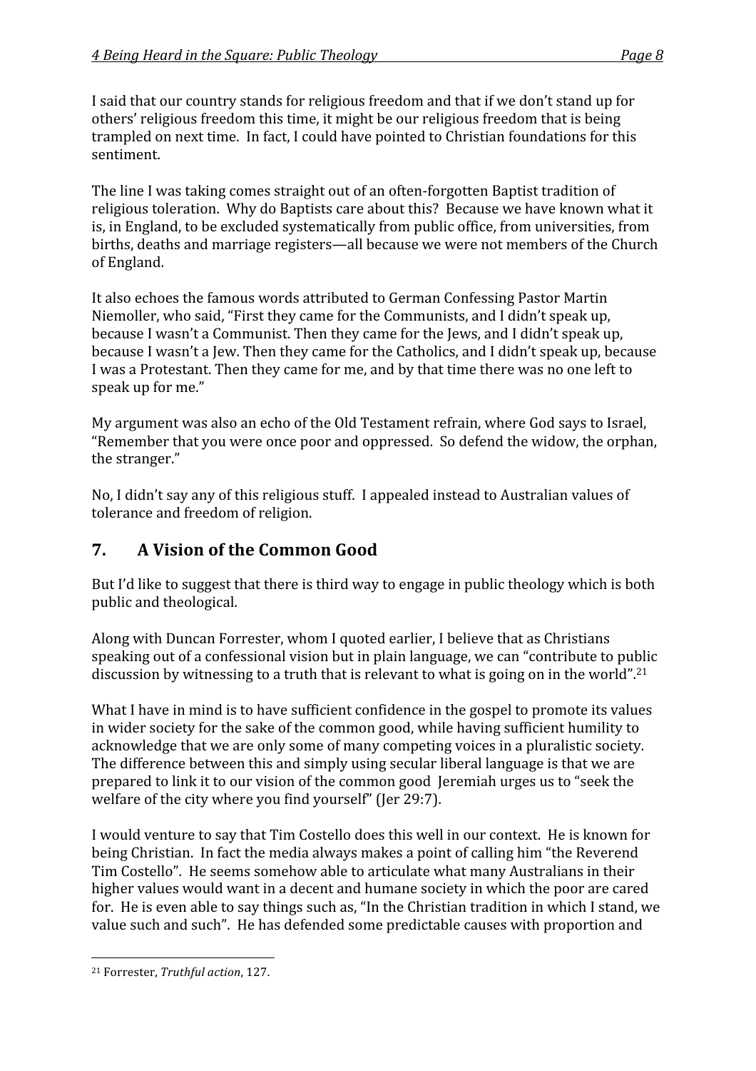I said that our country stands for religious freedom and that if we don't stand up for others' religious freedom this time, it might be our religious freedom that is being trampled on next time. In fact, I could have pointed to Christian foundations for this sentiment.

The line I was taking comes straight out of an often-forgotten Baptist tradition of religious toleration. Why do Baptists care about this? Because we have known what it is, in England, to be excluded systematically from public office, from universities, from births, deaths and marriage registers—all because we were not members of the Church of England.

It also echoes the famous words attributed to German Confessing Pastor Martin Niemoller, who said, "First they came for the Communists, and I didn't speak up, because I wasn't a Communist. Then they came for the Jews, and I didn't speak up, because I wasn't a Jew. Then they came for the Catholics, and I didn't speak up, because I was a Protestant. Then they came for me, and by that time there was no one left to speak up for me."

My argument was also an echo of the Old Testament refrain, where God says to Israel, "Remember that you were once poor and oppressed. So defend the widow, the orphan, the stranger."

No, I didn't say any of this religious stuff. I appealed instead to Australian values of tolerance and freedom of religion.

## 7. A Vision of the Common Good

But I'd like to suggest that there is third way to engage in public theology which is both public and theological.

Along with Duncan Forrester, whom I quoted earlier, I believe that as Christians speaking out of a confessional vision but in plain language, we can "contribute to public discussion by witnessing to a truth that is relevant to what is going on in the world".[21]

What I have in mind is to have sufficient confidence in the gospel to promote its values in wider society for the sake of the common good, while having sufficient humility to acknowledge that we are only some of many competing voices in a pluralistic society. The difference between this and simply using secular liberal language is that we are prepared to link it to our vision of the common good Jeremiah urges us to "seek the welfare of the city where you find yourself" (Jer 29:7).

I would venture to say that Tim Costello does this well in our context. He is known for being Christian. In fact the media always makes a point of calling him "the Reverend Tim Costello". He seems somehow able to articulate what many Australians in their higher values would want in a decent and humane society in which the poor are cared for. He is even able to say things such as, "In the Christian tradition in which I stand, we value such and such". He has defended some predictable causes with proportion and

---

[21] Forrester, *Truthful action*, 127.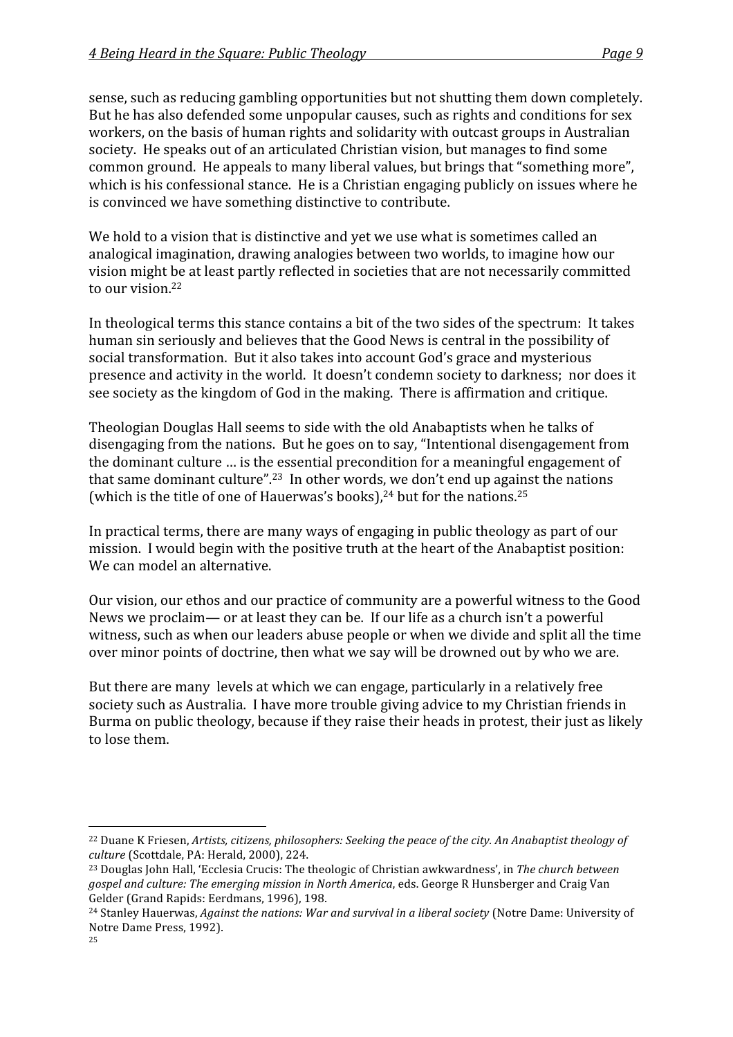sense, such as reducing gambling opportunities but not shutting them down completely. But he has also defended some unpopular causes, such as rights and conditions for sex workers, on the basis of human rights and solidarity with outcast groups in Australian society. He speaks out of an articulated Christian vision, but manages to find some common ground. He appeals to many liberal values, but brings that "something more", which is his confessional stance. He is a Christian engaging publicly on issues where he is convinced we have something distinctive to contribute.

We hold to a vision that is distinctive and yet we use what is sometimes called an analogical imagination, drawing analogies between two worlds, to imagine how our vision might be at least partly reflected in societies that are not necessarily committed to our vision.[22]

In theological terms this stance contains a bit of the two sides of the spectrum: It takes human sin seriously and believes that the Good News is central in the possibility of social transformation. But it also takes into account God's grace and mysterious presence and activity in the world. It doesn't condemn society to darkness; nor does it see society as the kingdom of God in the making. There is affirmation and critique.

Theologian Douglas Hall seems to side with the old Anabaptists when he talks of disengaging from the nations. But he goes on to say, "Intentional disengagement from the dominant culture … is the essential precondition for a meaningful engagement of that same dominant culture".[23] In other words, we don't end up against the nations (which is the title of one of Hauerwas's books),[24] but for the nations.[25]

In practical terms, there are many ways of engaging in public theology as part of our mission. I would begin with the positive truth at the heart of the Anabaptist position: We can model an alternative.

Our vision, our ethos and our practice of community are a powerful witness to the Good News we proclaim— or at least they can be. If our life as a church isn't a powerful witness, such as when our leaders abuse people or when we divide and split all the time over minor points of doctrine, then what we say will be drowned out by who we are.

But there are many levels at which we can engage, particularly in a relatively free society such as Australia. I have more trouble giving advice to my Christian friends in Burma on public theology, because if they raise their heads in protest, their just as likely to lose them.

---

[22] Duane K Friesen, *Artists, citizens, philosophers: Seeking the peace of the city. An Anabaptist theology of culture* (Scottdale, PA: Herald, 2000), 224.

[23] Douglas John Hall, 'Ecclesia Crucis: The theologic of Christian awkwardness', in *The church between gospel and culture: The emerging mission in North America*, eds. George R Hunsberger and Craig Van Gelder (Grand Rapids: Eerdmans, 1996), 198.

[24] Stanley Hauerwas, *Against the nations: War and survival in a liberal society* (Notre Dame: University of Notre Dame Press, 1992).

[25]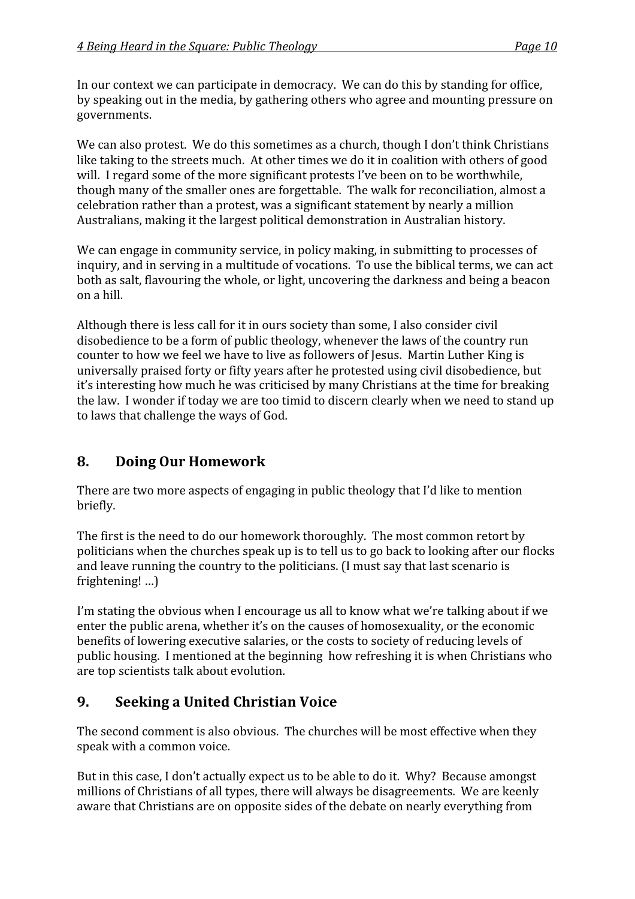In our context we can participate in democracy. We can do this by standing for office, by speaking out in the media, by gathering others who agree and mounting pressure on governments.

We can also protest. We do this sometimes as a church, though I don't think Christians like taking to the streets much. At other times we do it in coalition with others of good will. I regard some of the more significant protests I've been on to be worthwhile, though many of the smaller ones are forgettable. The walk for reconciliation, almost a celebration rather than a protest, was a significant statement by nearly a million Australians, making it the largest political demonstration in Australian history.

We can engage in community service, in policy making, in submitting to processes of inquiry, and in serving in a multitude of vocations. To use the biblical terms, we can act both as salt, flavouring the whole, or light, uncovering the darkness and being a beacon on a hill.

Although there is less call for it in ours society than some, I also consider civil disobedience to be a form of public theology, whenever the laws of the country run counter to how we feel we have to live as followers of Jesus. Martin Luther King is universally praised forty or fifty years after he protested using civil disobedience, but it's interesting how much he was criticised by many Christians at the time for breaking the law. I wonder if today we are too timid to discern clearly when we need to stand up to laws that challenge the ways of God.

## 8. Doing Our Homework

There are two more aspects of engaging in public theology that I'd like to mention briefly.

The first is the need to do our homework thoroughly. The most common retort by politicians when the churches speak up is to tell us to go back to looking after our flocks and leave running the country to the politicians. (I must say that last scenario is frightening! …)

I'm stating the obvious when I encourage us all to know what we're talking about if we enter the public arena, whether it's on the causes of homosexuality, or the economic benefits of lowering executive salaries, or the costs to society of reducing levels of public housing. I mentioned at the beginning how refreshing it is when Christians who are top scientists talk about evolution.

## 9. Seeking a United Christian Voice

The second comment is also obvious. The churches will be most effective when they speak with a common voice.

But in this case, I don't actually expect us to be able to do it. Why? Because amongst millions of Christians of all types, there will always be disagreements. We are keenly aware that Christians are on opposite sides of the debate on nearly everything from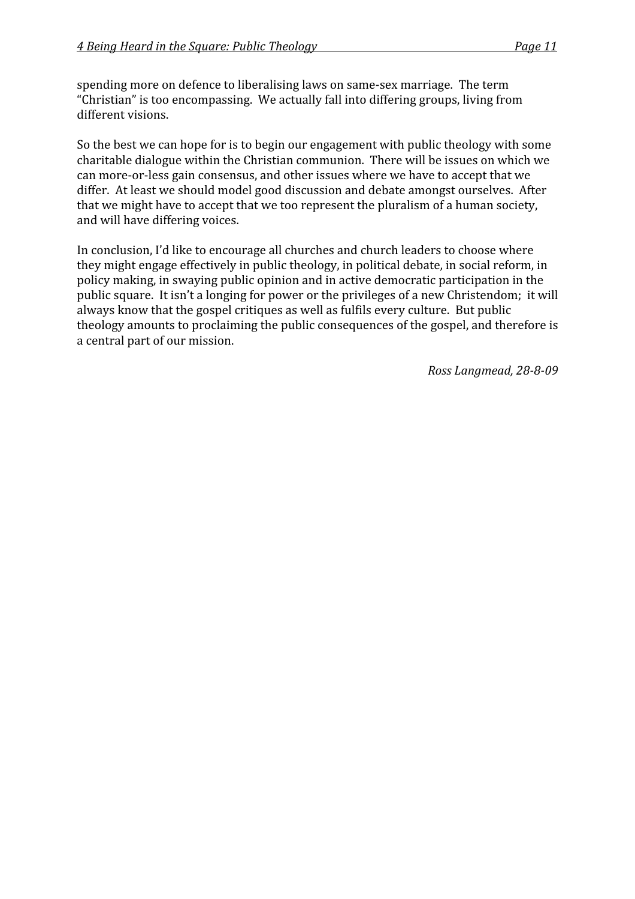spending more on defence to liberalising laws on same-sex marriage. The term "Christian" is too encompassing. We actually fall into differing groups, living from different visions.

So the best we can hope for is to begin our engagement with public theology with some charitable dialogue within the Christian communion. There will be issues on which we can more-or-less gain consensus, and other issues where we have to accept that we differ. At least we should model good discussion and debate amongst ourselves. After that we might have to accept that we too represent the pluralism of a human society, and will have differing voices.

In conclusion, I'd like to encourage all churches and church leaders to choose where they might engage effectively in public theology, in political debate, in social reform, in policy making, in swaying public opinion and in active democratic participation in the public square. It isn't a longing for power or the privileges of a new Christendom; it will always know that the gospel critiques as well as fulfils every culture. But public theology amounts to proclaiming the public consequences of the gospel, and therefore is a central part of our mission.

*Ross Langmead, 28-8-09*